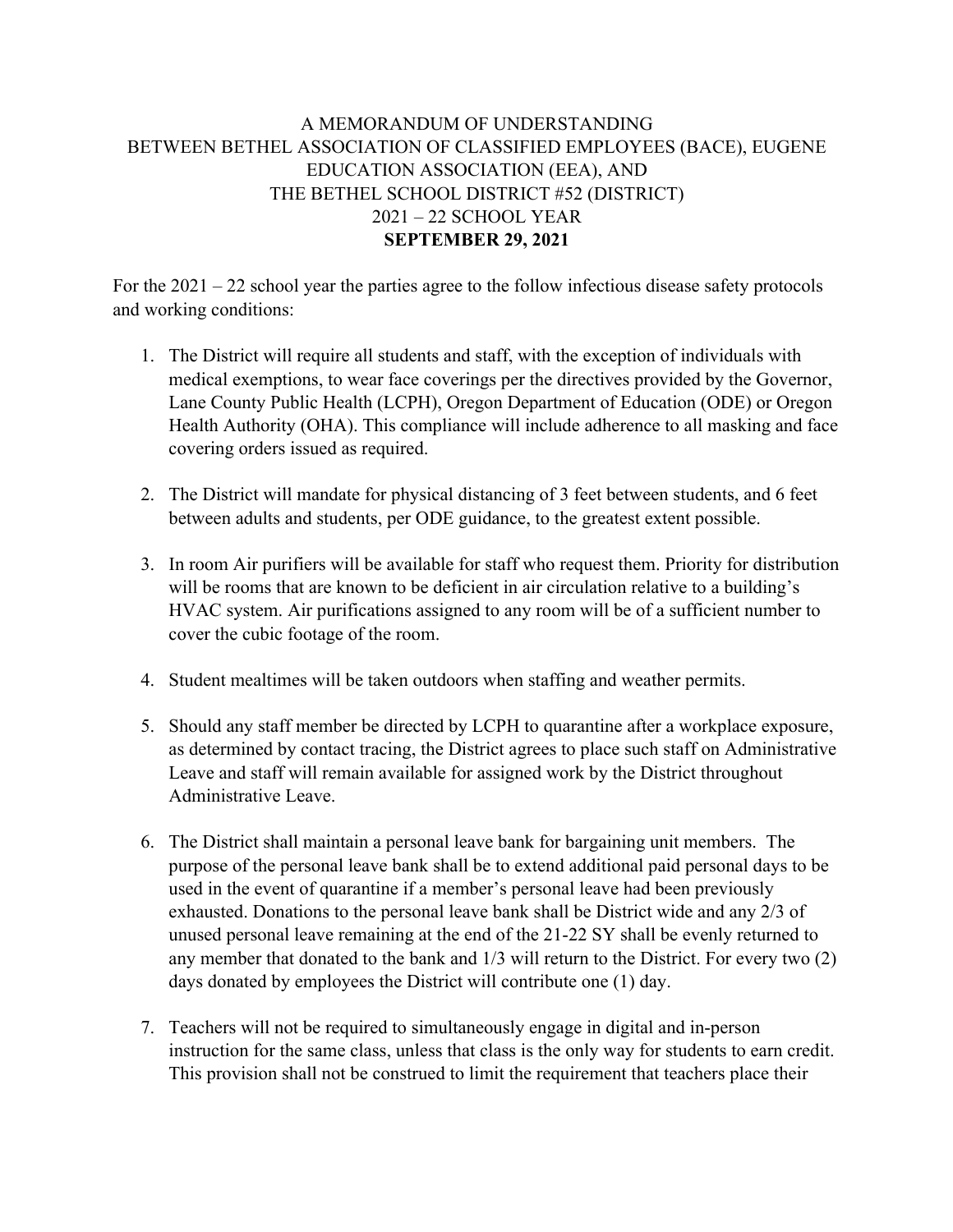A MEMORANDUM OF UNDERSTANDING
BETWEEN BETHEL ASSOCIATION OF CLASSIFIED EMPLOYEES (BACE), EUGENE EDUCATION ASSOCIATION (EEA), AND
THE BETHEL SCHOOL DISTRICT #52 (DISTRICT)
2021 – 22 SCHOOL YEAR
**SEPTEMBER 29, 2021**

For the 2021 – 22 school year the parties agree to the follow infectious disease safety protocols and working conditions:

1. The District will require all students and staff, with the exception of individuals with medical exemptions, to wear face coverings per the directives provided by the Governor, Lane County Public Health (LCPH), Oregon Department of Education (ODE) or Oregon Health Authority (OHA). This compliance will include adherence to all masking and face covering orders issued as required.

2. The District will mandate for physical distancing of 3 feet between students, and 6 feet between adults and students, per ODE guidance, to the greatest extent possible.

3. In room Air purifiers will be available for staff who request them. Priority for distribution will be rooms that are known to be deficient in air circulation relative to a building's HVAC system. Air purifications assigned to any room will be of a sufficient number to cover the cubic footage of the room.

4. Student mealtimes will be taken outdoors when staffing and weather permits.

5. Should any staff member be directed by LCPH to quarantine after a workplace exposure, as determined by contact tracing, the District agrees to place such staff on Administrative Leave and staff will remain available for assigned work by the District throughout Administrative Leave.

6. The District shall maintain a personal leave bank for bargaining unit members. The purpose of the personal leave bank shall be to extend additional paid personal days to be used in the event of quarantine if a member's personal leave had been previously exhausted. Donations to the personal leave bank shall be District wide and any 2/3 of unused personal leave remaining at the end of the 21-22 SY shall be evenly returned to any member that donated to the bank and 1/3 will return to the District. For every two (2) days donated by employees the District will contribute one (1) day.

7. Teachers will not be required to simultaneously engage in digital and in-person instruction for the same class, unless that class is the only way for students to earn credit. This provision shall not be construed to limit the requirement that teachers place their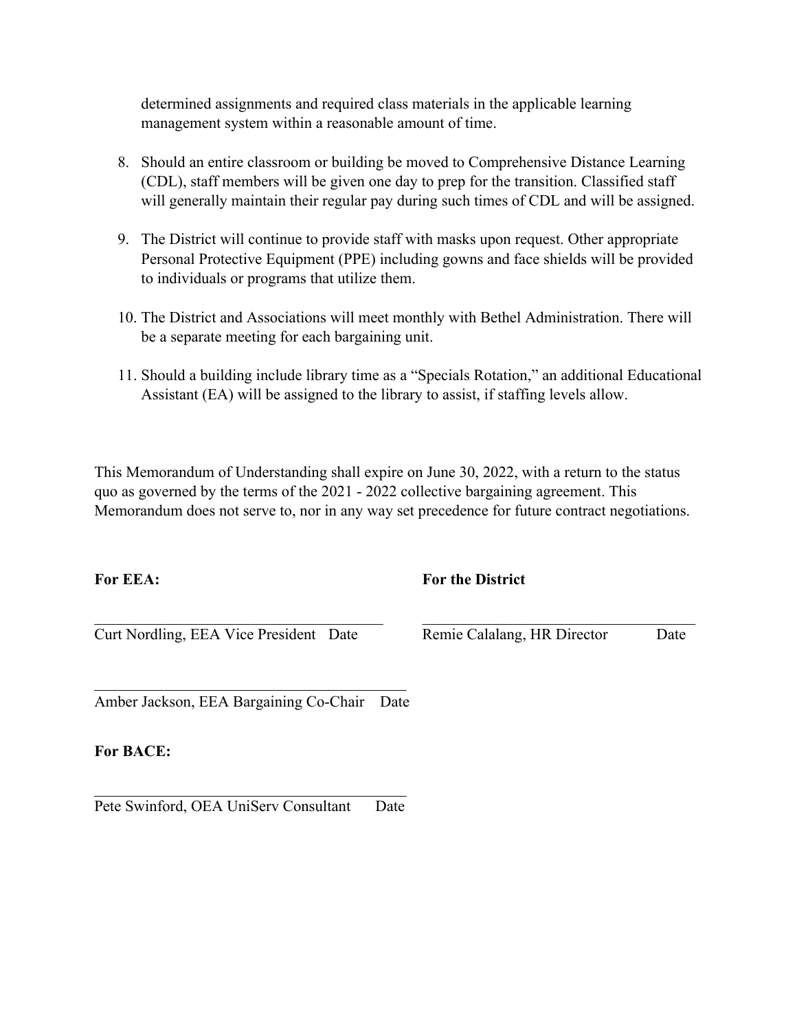determined assignments and required class materials in the applicable learning management system within a reasonable amount of time.

8. Should an entire classroom or building be moved to Comprehensive Distance Learning (CDL), staff members will be given one day to prep for the transition. Classified staff will generally maintain their regular pay during such times of CDL and will be assigned.

9. The District will continue to provide staff with masks upon request. Other appropriate Personal Protective Equipment (PPE) including gowns and face shields will be provided to individuals or programs that utilize them.

10. The District and Associations will meet monthly with Bethel Administration. There will be a separate meeting for each bargaining unit.

11. Should a building include library time as a "Specials Rotation," an additional Educational Assistant (EA) will be assigned to the library to assist, if staffing levels allow.

This Memorandum of Understanding shall expire on June 30, 2022, with a return to the status quo as governed by the terms of the 2021 - 2022 collective bargaining agreement. This Memorandum does not serve to, nor in any way set precedence for future contract negotiations.

**For EEA:**

_______________________________________
Curt Nordling, EEA Vice President Date

_______________________________________
Amber Jackson, EEA Bargaining Co-Chair Date

**For BACE:**

_______________________________________
Pete Swinford, OEA UniServ Consultant Date

**For the District**

_______________________________________
Remie Calalang, HR Director Date